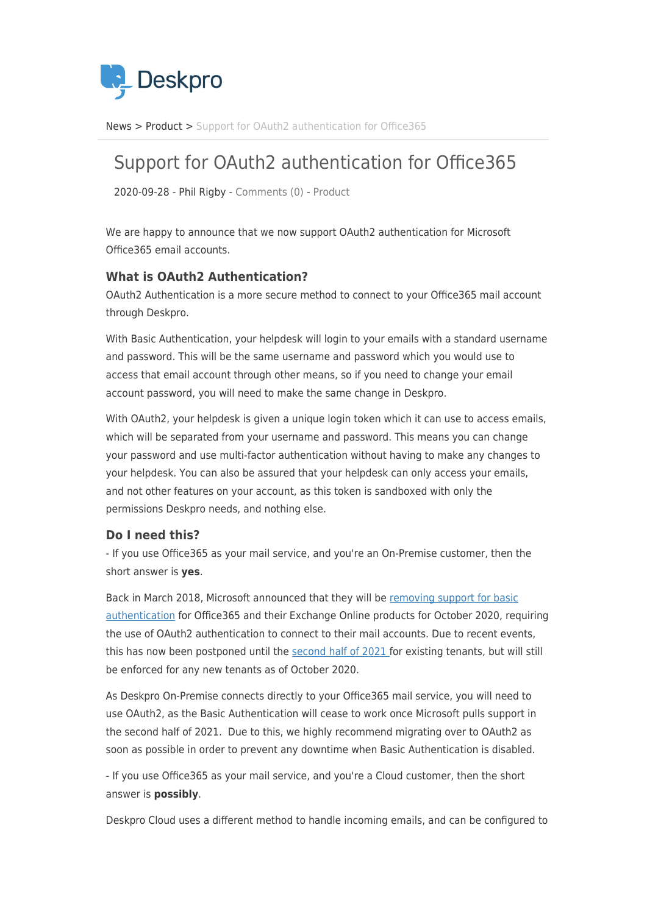Deskpro

News > Product > Support for OAuth2 authentication for Office365

# Support for OAuth2 authentication for Office365

2020-09-28 - Phil Rigby - Comments (0) - Product

We are happy to announce that we now support OAuth2 authentication for Microsoft Office365 email accounts.

### What is OAuth2 Authentication?

OAuth2 Authentication is a more secure method to connect to your Office365 mail account through Deskpro.

With Basic Authentication, your helpdesk will login to your emails with a standard username and password. This will be the same username and password which you would use to access that email account through other means, so if you need to change your email account password, you will need to make the same change in Deskpro.

With OAuth2, your helpdesk is given a unique login token which it can use to access emails, which will be separated from your username and password. This means you can change your password and use multi-factor authentication without having to make any changes to your helpdesk. You can also be assured that your helpdesk can only access your emails, and not other features on your account, as this token is sandboxed with only the permissions Deskpro needs, and nothing else.

### Do I need this?

- If you use Office365 as your mail service, and you're an On-Premise customer, then the short answer is **yes**.

Back in March 2018, Microsoft announced that they will be [removing support for basic authentication]() for Office365 and their Exchange Online products for October 2020, requiring the use of OAuth2 authentication to connect to their mail accounts. Due to recent events, this has now been postponed until the [second half of 2021]() for existing tenants, but will still be enforced for any new tenants as of October 2020.

As Deskpro On-Premise connects directly to your Office365 mail service, you will need to use OAuth2, as the Basic Authentication will cease to work once Microsoft pulls support in the second half of 2021. Due to this, we highly recommend migrating over to OAuth2 as soon as possible in order to prevent any downtime when Basic Authentication is disabled.

- If you use Office365 as your mail service, and you're a Cloud customer, then the short answer is **possibly**.

Deskpro Cloud uses a different method to handle incoming emails, and can be configured to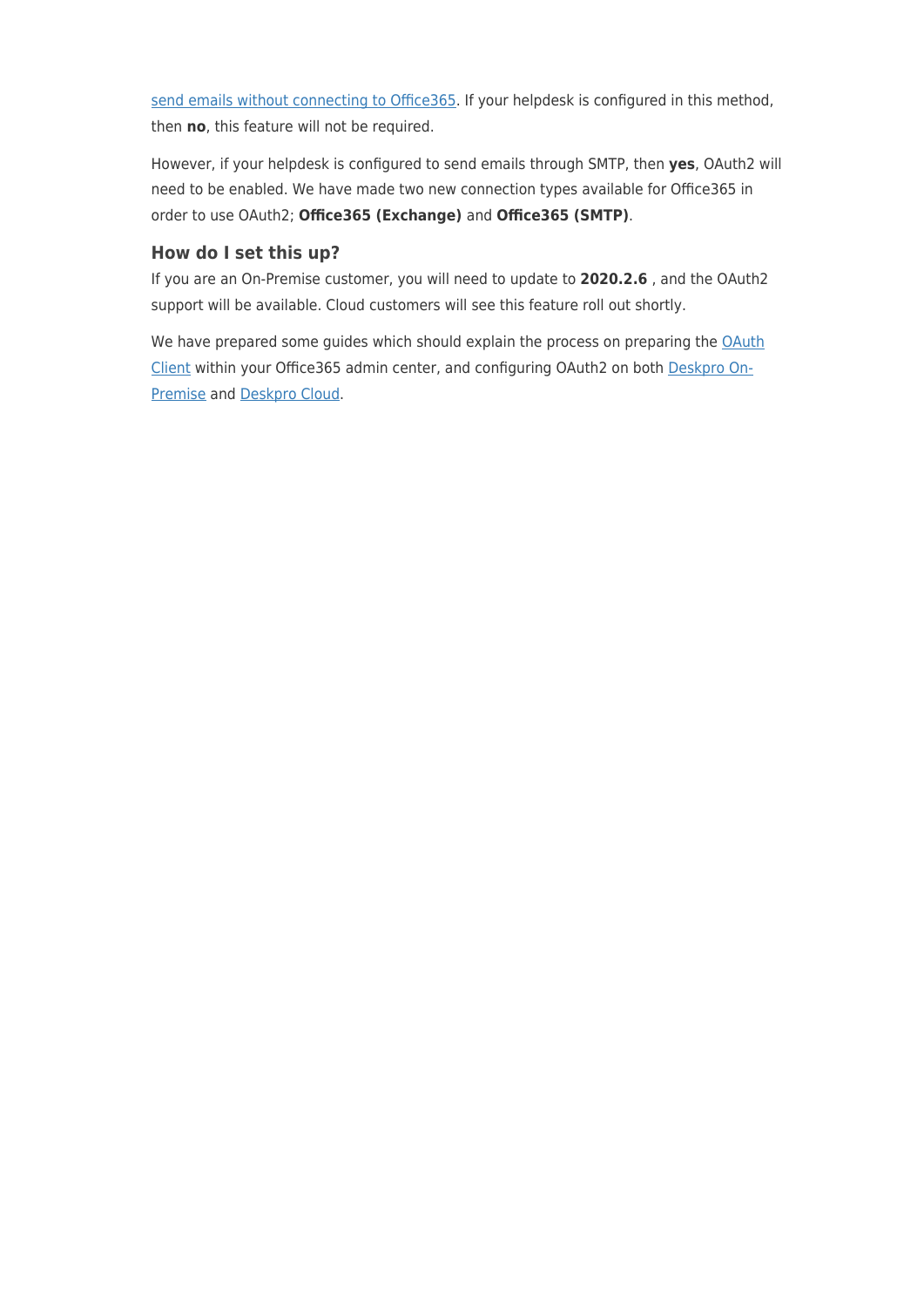send emails without connecting to Office365. If your helpdesk is configured in this method, then **no**, this feature will not be required.

However, if your helpdesk is configured to send emails through SMTP, then **yes**, OAuth2 will need to be enabled. We have made two new connection types available for Office365 in order to use OAuth2; **Office365 (Exchange)** and **Office365 (SMTP)**.

### How do I set this up?

If you are an On-Premise customer, you will need to update to **2020.2.6** , and the OAuth2 support will be available. Cloud customers will see this feature roll out shortly.

We have prepared some guides which should explain the process on preparing the OAuth Client within your Office365 admin center, and configuring OAuth2 on both Deskpro On-Premise and Deskpro Cloud.